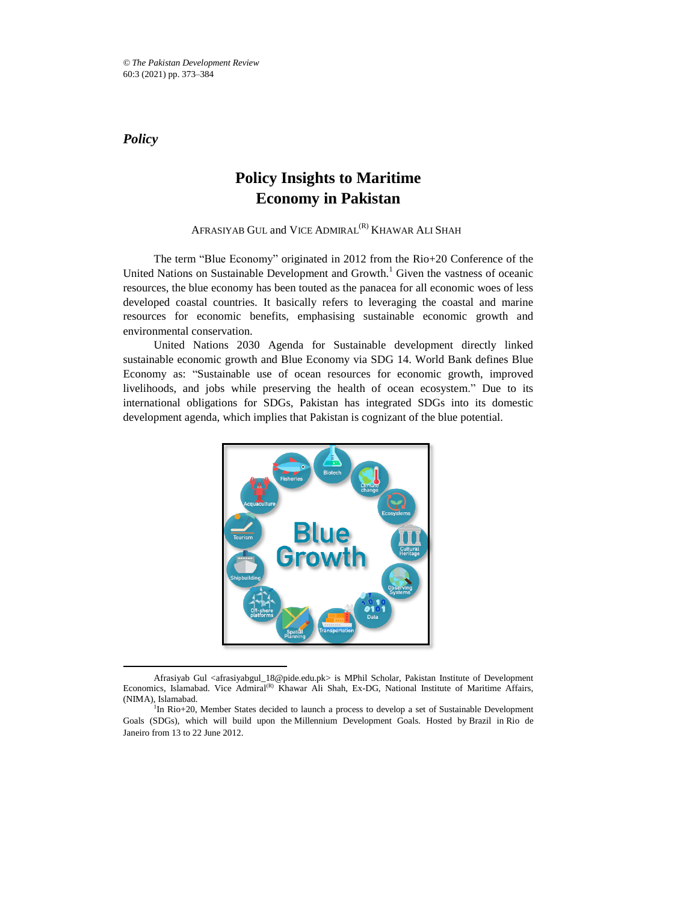*Policy*

# Policy Insights to Maritime Economy in Pakistan

AFRASIYAB GUL and VICE ADMIRAL[(R)] KHAWAR ALI SHAH

The term "Blue Economy" originated in 2012 from the Rio+20 Conference of the United Nations on Sustainable Development and Growth.[1] Given the vastness of oceanic resources, the blue economy has been touted as the panacea for all economic woes of less developed coastal countries. It basically refers to leveraging the coastal and marine resources for economic benefits, emphasising sustainable economic growth and environmental conservation.

United Nations 2030 Agenda for Sustainable development directly linked sustainable economic growth and Blue Economy via SDG 14. World Bank defines Blue Economy as: "Sustainable use of ocean resources for economic growth, improved livelihoods, and jobs while preserving the health of ocean ecosystem." Due to its international obligations for SDGs, Pakistan has integrated SDGs into its domestic development agenda, which implies that Pakistan is cognizant of the blue potential.

---

Afrasiyab Gul <afrasiyabgul_18@pide.edu.pk> is MPhil Scholar, Pakistan Institute of Development Economics, Islamabad. Vice Admiral[(R)] Khawar Ali Shah, Ex-DG, National Institute of Maritime Affairs, (NIMA), Islamabad.

[1]In Rio+20, Member States decided to launch a process to develop a set of Sustainable Development Goals (SDGs), which will build upon the Millennium Development Goals. Hosted by Brazil in Rio de Janeiro from 13 to 22 June 2012.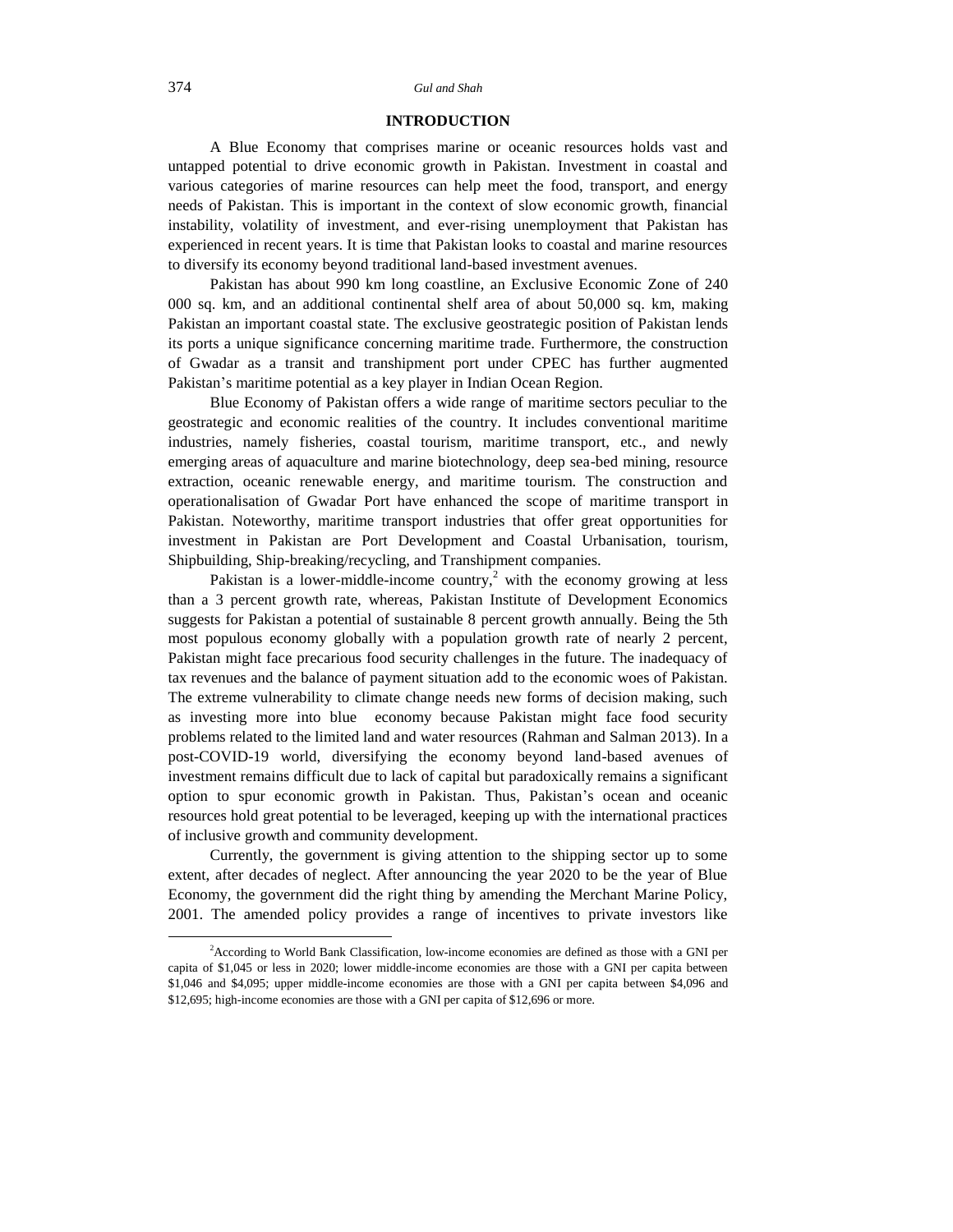## INTRODUCTION

A Blue Economy that comprises marine or oceanic resources holds vast and untapped potential to drive economic growth in Pakistan. Investment in coastal and various categories of marine resources can help meet the food, transport, and energy needs of Pakistan. This is important in the context of slow economic growth, financial instability, volatility of investment, and ever-rising unemployment that Pakistan has experienced in recent years. It is time that Pakistan looks to coastal and marine resources to diversify its economy beyond traditional land-based investment avenues.

Pakistan has about 990 km long coastline, an Exclusive Economic Zone of 240 000 sq. km, and an additional continental shelf area of about 50,000 sq. km, making Pakistan an important coastal state. The exclusive geostrategic position of Pakistan lends its ports a unique significance concerning maritime trade. Furthermore, the construction of Gwadar as a transit and transhipment port under CPEC has further augmented Pakistan's maritime potential as a key player in Indian Ocean Region.

Blue Economy of Pakistan offers a wide range of maritime sectors peculiar to the geostrategic and economic realities of the country. It includes conventional maritime industries, namely fisheries, coastal tourism, maritime transport, etc., and newly emerging areas of aquaculture and marine biotechnology, deep sea-bed mining, resource extraction, oceanic renewable energy, and maritime tourism. The construction and operationalisation of Gwadar Port have enhanced the scope of maritime transport in Pakistan. Noteworthy, maritime transport industries that offer great opportunities for investment in Pakistan are Port Development and Coastal Urbanisation, tourism, Shipbuilding, Ship-breaking/recycling, and Transhipment companies.

Pakistan is a lower-middle-income country,[2] with the economy growing at less than a 3 percent growth rate, whereas, Pakistan Institute of Development Economics suggests for Pakistan a potential of sustainable 8 percent growth annually. Being the 5th most populous economy globally with a population growth rate of nearly 2 percent, Pakistan might face precarious food security challenges in the future. The inadequacy of tax revenues and the balance of payment situation add to the economic woes of Pakistan. The extreme vulnerability to climate change needs new forms of decision making, such as investing more into blue economy because Pakistan might face food security problems related to the limited land and water resources (Rahman and Salman 2013). In a post-COVID-19 world, diversifying the economy beyond land-based avenues of investment remains difficult due to lack of capital but paradoxically remains a significant option to spur economic growth in Pakistan. Thus, Pakistan's ocean and oceanic resources hold great potential to be leveraged, keeping up with the international practices of inclusive growth and community development.

Currently, the government is giving attention to the shipping sector up to some extent, after decades of neglect. After announcing the year 2020 to be the year of Blue Economy, the government did the right thing by amending the Merchant Marine Policy, 2001. The amended policy provides a range of incentives to private investors like

[2]According to World Bank Classification, low-income economies are defined as those with a GNI per capita of $1,045 or less in 2020; lower middle-income economies are those with a GNI per capita between $1,046 and $4,095; upper middle-income economies are those with a GNI per capita between $4,096 and $12,695; high-income economies are those with a GNI per capita of $12,696 or more.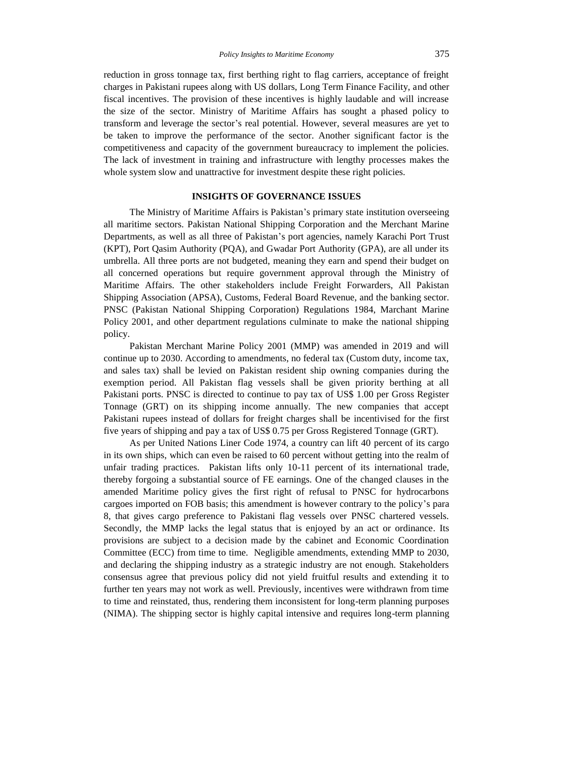reduction in gross tonnage tax, first berthing right to flag carriers, acceptance of freight charges in Pakistani rupees along with US dollars, Long Term Finance Facility, and other fiscal incentives. The provision of these incentives is highly laudable and will increase the size of the sector. Ministry of Maritime Affairs has sought a phased policy to transform and leverage the sector's real potential. However, several measures are yet to be taken to improve the performance of the sector. Another significant factor is the competitiveness and capacity of the government bureaucracy to implement the policies. The lack of investment in training and infrastructure with lengthy processes makes the whole system slow and unattractive for investment despite these right policies.

## INSIGHTS OF GOVERNANCE ISSUES

The Ministry of Maritime Affairs is Pakistan's primary state institution overseeing all maritime sectors. Pakistan National Shipping Corporation and the Merchant Marine Departments, as well as all three of Pakistan's port agencies, namely Karachi Port Trust (KPT), Port Qasim Authority (PQA), and Gwadar Port Authority (GPA), are all under its umbrella. All three ports are not budgeted, meaning they earn and spend their budget on all concerned operations but require government approval through the Ministry of Maritime Affairs. The other stakeholders include Freight Forwarders, All Pakistan Shipping Association (APSA), Customs, Federal Board Revenue, and the banking sector. PNSC (Pakistan National Shipping Corporation) Regulations 1984, Marchant Marine Policy 2001, and other department regulations culminate to make the national shipping policy.

Pakistan Merchant Marine Policy 2001 (MMP) was amended in 2019 and will continue up to 2030. According to amendments, no federal tax (Custom duty, income tax, and sales tax) shall be levied on Pakistan resident ship owning companies during the exemption period. All Pakistan flag vessels shall be given priority berthing at all Pakistani ports. PNSC is directed to continue to pay tax of US$ 1.00 per Gross Register Tonnage (GRT) on its shipping income annually. The new companies that accept Pakistani rupees instead of dollars for freight charges shall be incentivised for the first five years of shipping and pay a tax of US$ 0.75 per Gross Registered Tonnage (GRT).

As per United Nations Liner Code 1974, a country can lift 40 percent of its cargo in its own ships, which can even be raised to 60 percent without getting into the realm of unfair trading practices. Pakistan lifts only 10-11 percent of its international trade, thereby forgoing a substantial source of FE earnings. One of the changed clauses in the amended Maritime policy gives the first right of refusal to PNSC for hydrocarbons cargoes imported on FOB basis; this amendment is however contrary to the policy's para 8, that gives cargo preference to Pakistani flag vessels over PNSC chartered vessels. Secondly, the MMP lacks the legal status that is enjoyed by an act or ordinance. Its provisions are subject to a decision made by the cabinet and Economic Coordination Committee (ECC) from time to time. Negligible amendments, extending MMP to 2030, and declaring the shipping industry as a strategic industry are not enough. Stakeholders consensus agree that previous policy did not yield fruitful results and extending it to further ten years may not work as well. Previously, incentives were withdrawn from time to time and reinstated, thus, rendering them inconsistent for long-term planning purposes (NIMA). The shipping sector is highly capital intensive and requires long-term planning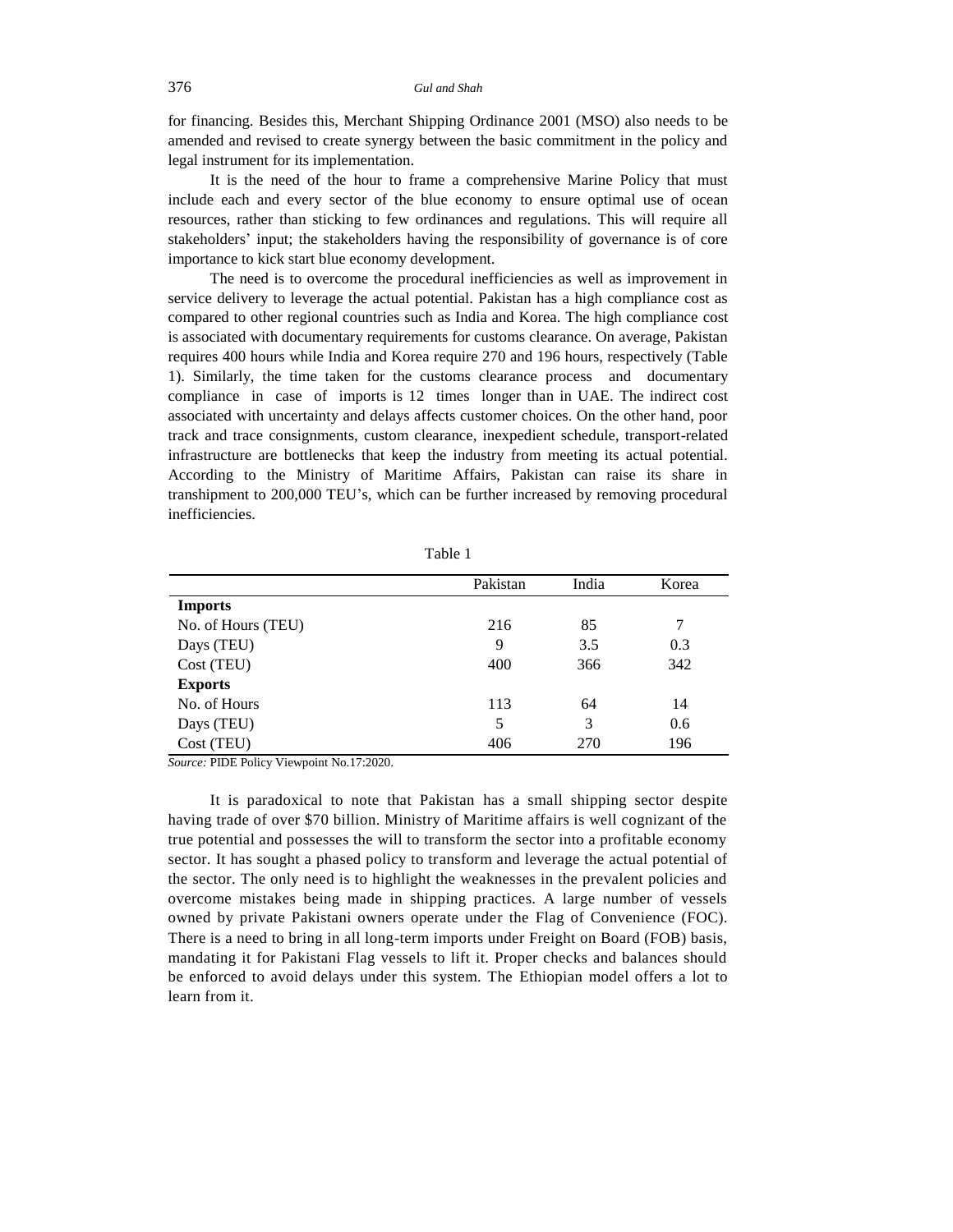for financing. Besides this, Merchant Shipping Ordinance 2001 (MSO) also needs to be amended and revised to create synergy between the basic commitment in the policy and legal instrument for its implementation.

It is the need of the hour to frame a comprehensive Marine Policy that must include each and every sector of the blue economy to ensure optimal use of ocean resources, rather than sticking to few ordinances and regulations. This will require all stakeholders' input; the stakeholders having the responsibility of governance is of core importance to kick start blue economy development.

The need is to overcome the procedural inefficiencies as well as improvement in service delivery to leverage the actual potential. Pakistan has a high compliance cost as compared to other regional countries such as India and Korea. The high compliance cost is associated with documentary requirements for customs clearance. On average, Pakistan requires 400 hours while India and Korea require 270 and 196 hours, respectively (Table 1). Similarly, the time taken for the customs clearance process and documentary compliance in case of imports is 12 times longer than in UAE. The indirect cost associated with uncertainty and delays affects customer choices. On the other hand, poor track and trace consignments, custom clearance, inexpedient schedule, transport-related infrastructure are bottlenecks that keep the industry from meeting its actual potential. According to the Ministry of Maritime Affairs, Pakistan can raise its share in transhipment to 200,000 TEU's, which can be further increased by removing procedural inefficiencies.

Table 1

| | Pakistan | India | Korea |
|---|---|---|---|
| **Imports** | | | |
| No. of Hours (TEU) | 216 | 85 | 7 |
| Days (TEU) | 9 | 3.5 | 0.3 |
| Cost (TEU) | 400 | 366 | 342 |
| **Exports** | | | |
| No. of Hours | 113 | 64 | 14 |
| Days (TEU) | 5 | 3 | 0.6 |
| Cost (TEU) | 406 | 270 | 196 |

*Source:* PIDE Policy Viewpoint No.17:2020.

It is paradoxical to note that Pakistan has a small shipping sector despite having trade of over $70 billion. Ministry of Maritime affairs is well cognizant of the true potential and possesses the will to transform the sector into a profitable economy sector. It has sought a phased policy to transform and leverage the actual potential of the sector. The only need is to highlight the weaknesses in the prevalent policies and overcome mistakes being made in shipping practices. A large number of vessels owned by private Pakistani owners operate under the Flag of Convenience (FOC). There is a need to bring in all long-term imports under Freight on Board (FOB) basis, mandating it for Pakistani Flag vessels to lift it. Proper checks and balances should be enforced to avoid delays under this system. The Ethiopian model offers a lot to learn from it.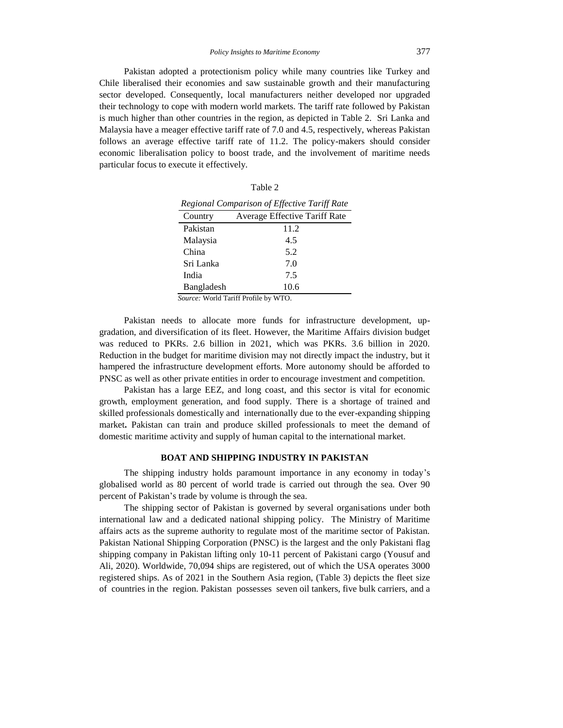Pakistan adopted a protectionism policy while many countries like Turkey and Chile liberalised their economies and saw sustainable growth and their manufacturing sector developed. Consequently, local manufacturers neither developed nor upgraded their technology to cope with modern world markets. The tariff rate followed by Pakistan is much higher than other countries in the region, as depicted in Table 2. Sri Lanka and Malaysia have a meager effective tariff rate of 7.0 and 4.5, respectively, whereas Pakistan follows an average effective tariff rate of 11.2. The policy-makers should consider economic liberalisation policy to boost trade, and the involvement of maritime needs particular focus to execute it effectively.

Table 2

*Regional Comparison of Effective Tariff Rate*

| Country | Average Effective Tariff Rate |
|---|---|
| Pakistan | 11.2 |
| Malaysia | 4.5 |
| China | 5.2 |
| Sri Lanka | 7.0 |
| India | 7.5 |
| Bangladesh | 10.6 |

*Source:* World Tariff Profile by WTO.

Pakistan needs to allocate more funds for infrastructure development, up-gradation, and diversification of its fleet. However, the Maritime Affairs division budget was reduced to PKRs. 2.6 billion in 2021, which was PKRs. 3.6 billion in 2020. Reduction in the budget for maritime division may not directly impact the industry, but it hampered the infrastructure development efforts. More autonomy should be afforded to PNSC as well as other private entities in order to encourage investment and competition.

Pakistan has a large EEZ, and long coast, and this sector is vital for economic growth, employment generation, and food supply. There is a shortage of trained and skilled professionals domestically and internationally due to the ever-expanding shipping market**.** Pakistan can train and produce skilled professionals to meet the demand of domestic maritime activity and supply of human capital to the international market.

## BOAT AND SHIPPING INDUSTRY IN PAKISTAN

The shipping industry holds paramount importance in any economy in today's globalised world as 80 percent of world trade is carried out through the sea. Over 90 percent of Pakistan's trade by volume is through the sea.

The shipping sector of Pakistan is governed by several organisations under both international law and a dedicated national shipping policy. The Ministry of Maritime affairs acts as the supreme authority to regulate most of the maritime sector of Pakistan. Pakistan National Shipping Corporation (PNSC) is the largest and the only Pakistani flag shipping company in Pakistan lifting only 10-11 percent of Pakistani cargo (Yousuf and Ali, 2020). Worldwide, 70,094 ships are registered, out of which the USA operates 3000 registered ships. As of 2021 in the Southern Asia region, (Table 3) depicts the fleet size of countries in the region. Pakistan possesses seven oil tankers, five bulk carriers, and a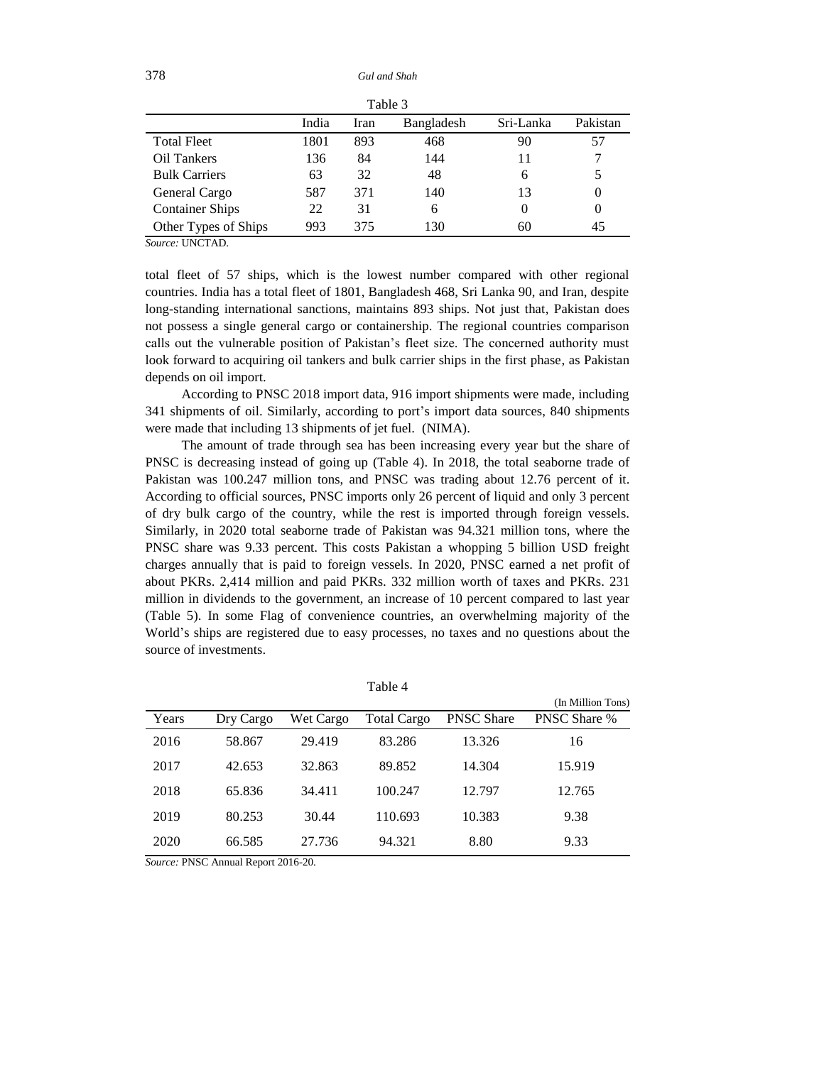Table 3

| | India | Iran | Bangladesh | Sri-Lanka | Pakistan |
|---|---|---|---|---|---|
| Total Fleet | 1801 | 893 | 468 | 90 | 57 |
| Oil Tankers | 136 | 84 | 144 | 11 | 7 |
| Bulk Carriers | 63 | 32 | 48 | 6 | 5 |
| General Cargo | 587 | 371 | 140 | 13 | 0 |
| Container Ships | 22 | 31 | 6 | 0 | 0 |
| Other Types of Ships | 993 | 375 | 130 | 60 | 45 |

*Source:* UNCTAD.

total fleet of 57 ships, which is the lowest number compared with other regional countries. India has a total fleet of 1801, Bangladesh 468, Sri Lanka 90, and Iran, despite long-standing international sanctions, maintains 893 ships. Not just that, Pakistan does not possess a single general cargo or containership. The regional countries comparison calls out the vulnerable position of Pakistan's fleet size. The concerned authority must look forward to acquiring oil tankers and bulk carrier ships in the first phase, as Pakistan depends on oil import.

According to PNSC 2018 import data, 916 import shipments were made, including 341 shipments of oil. Similarly, according to port's import data sources, 840 shipments were made that including 13 shipments of jet fuel. (NIMA).

The amount of trade through sea has been increasing every year but the share of PNSC is decreasing instead of going up (Table 4). In 2018, the total seaborne trade of Pakistan was 100.247 million tons, and PNSC was trading about 12.76 percent of it. According to official sources, PNSC imports only 26 percent of liquid and only 3 percent of dry bulk cargo of the country, while the rest is imported through foreign vessels. Similarly, in 2020 total seaborne trade of Pakistan was 94.321 million tons, where the PNSC share was 9.33 percent. This costs Pakistan a whopping 5 billion USD freight charges annually that is paid to foreign vessels. In 2020, PNSC earned a net profit of about PKRs. 2,414 million and paid PKRs. 332 million worth of taxes and PKRs. 231 million in dividends to the government, an increase of 10 percent compared to last year (Table 5). In some Flag of convenience countries, an overwhelming majority of the World's ships are registered due to easy processes, no taxes and no questions about the source of investments.

Table 4

(In Million Tons)

| Years | Dry Cargo | Wet Cargo | Total Cargo | PNSC Share | PNSC Share % |
|---|---|---|---|---|---|
| 2016 | 58.867 | 29.419 | 83.286 | 13.326 | 16 |
| 2017 | 42.653 | 32.863 | 89.852 | 14.304 | 15.919 |
| 2018 | 65.836 | 34.411 | 100.247 | 12.797 | 12.765 |
| 2019 | 80.253 | 30.44 | 110.693 | 10.383 | 9.38 |
| 2020 | 66.585 | 27.736 | 94.321 | 8.80 | 9.33 |

*Source:* PNSC Annual Report 2016-20.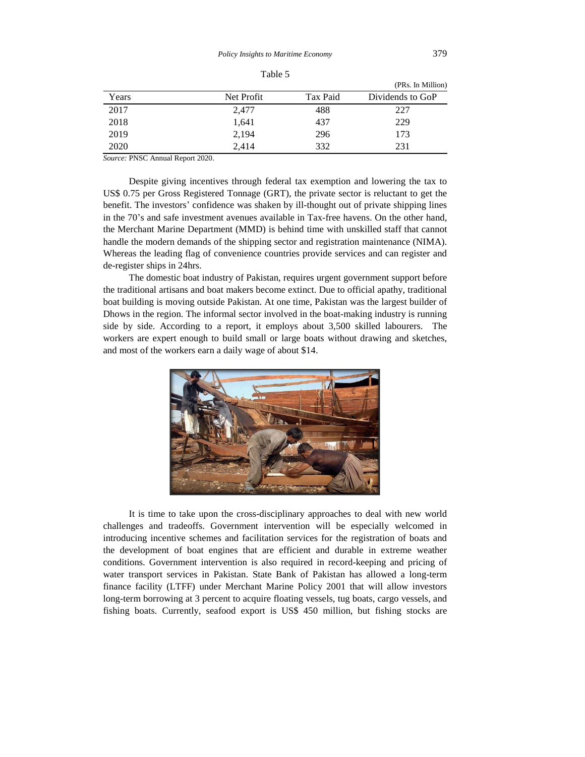Table 5

(PRs. In Million)

| Years | Net Profit | Tax Paid | Dividends to GoP |
|---|---|---|---|
| 2017 | 2,477 | 488 | 227 |
| 2018 | 1,641 | 437 | 229 |
| 2019 | 2,194 | 296 | 173 |
| 2020 | 2,414 | 332 | 231 |

*Source:* PNSC Annual Report 2020.

Despite giving incentives through federal tax exemption and lowering the tax to US$ 0.75 per Gross Registered Tonnage (GRT), the private sector is reluctant to get the benefit. The investors' confidence was shaken by ill-thought out of private shipping lines in the 70's and safe investment avenues available in Tax-free havens. On the other hand, the Merchant Marine Department (MMD) is behind time with unskilled staff that cannot handle the modern demands of the shipping sector and registration maintenance (NIMA). Whereas the leading flag of convenience countries provide services and can register and de-register ships in 24hrs.

The domestic boat industry of Pakistan, requires urgent government support before the traditional artisans and boat makers become extinct. Due to official apathy, traditional boat building is moving outside Pakistan. At one time, Pakistan was the largest builder of Dhows in the region. The informal sector involved in the boat-making industry is running side by side. According to a report, it employs about 3,500 skilled labourers. The workers are expert enough to build small or large boats without drawing and sketches, and most of the workers earn a daily wage of about $14.

It is time to take upon the cross-disciplinary approaches to deal with new world challenges and tradeoffs. Government intervention will be especially welcomed in introducing incentive schemes and facilitation services for the registration of boats and the development of boat engines that are efficient and durable in extreme weather conditions. Government intervention is also required in record-keeping and pricing of water transport services in Pakistan. State Bank of Pakistan has allowed a long-term finance facility (LTFF) under Merchant Marine Policy 2001 that will allow investors long-term borrowing at 3 percent to acquire floating vessels, tug boats, cargo vessels, and fishing boats. Currently, seafood export is US$ 450 million, but fishing stocks are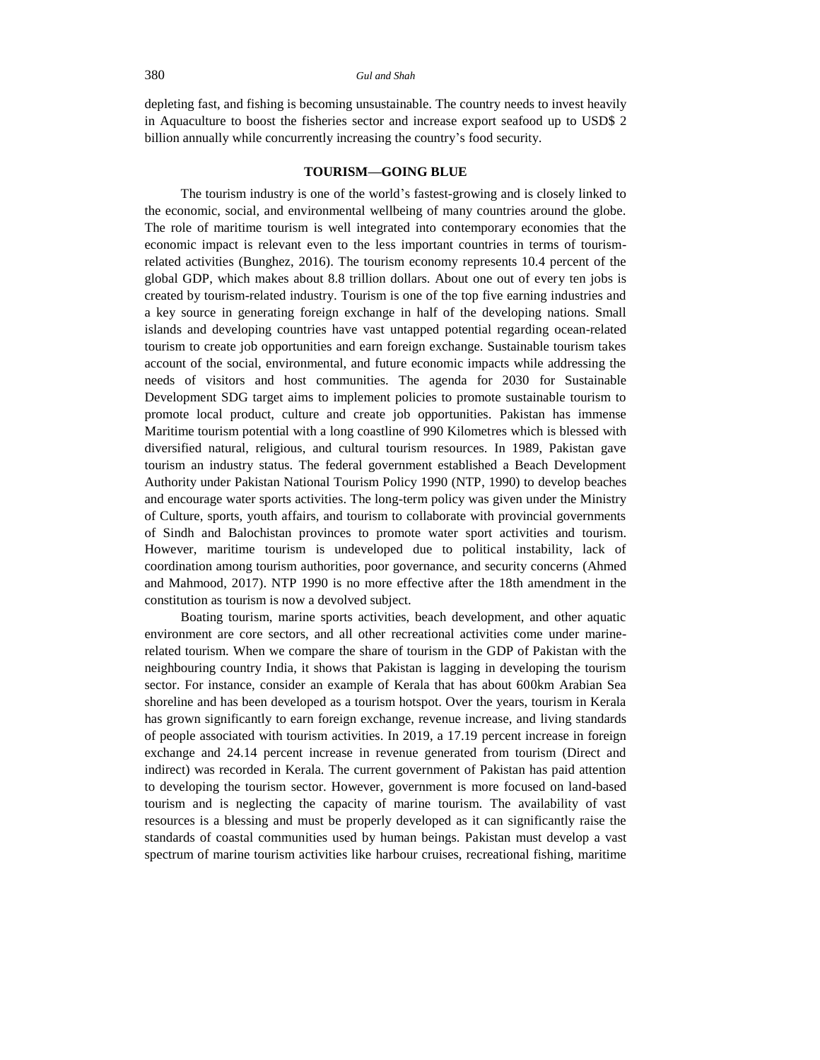depleting fast, and fishing is becoming unsustainable. The country needs to invest heavily in Aquaculture to boost the fisheries sector and increase export seafood up to USD$ 2 billion annually while concurrently increasing the country's food security.

## TOURISM—GOING BLUE

The tourism industry is one of the world's fastest-growing and is closely linked to the economic, social, and environmental wellbeing of many countries around the globe. The role of maritime tourism is well integrated into contemporary economies that the economic impact is relevant even to the less important countries in terms of tourism-related activities (Bunghez, 2016). The tourism economy represents 10.4 percent of the global GDP, which makes about 8.8 trillion dollars. About one out of every ten jobs is created by tourism-related industry. Tourism is one of the top five earning industries and a key source in generating foreign exchange in half of the developing nations. Small islands and developing countries have vast untapped potential regarding ocean-related tourism to create job opportunities and earn foreign exchange. Sustainable tourism takes account of the social, environmental, and future economic impacts while addressing the needs of visitors and host communities. The agenda for 2030 for Sustainable Development SDG target aims to implement policies to promote sustainable tourism to promote local product, culture and create job opportunities. Pakistan has immense Maritime tourism potential with a long coastline of 990 Kilometres which is blessed with diversified natural, religious, and cultural tourism resources. In 1989, Pakistan gave tourism an industry status. The federal government established a Beach Development Authority under Pakistan National Tourism Policy 1990 (NTP, 1990) to develop beaches and encourage water sports activities. The long-term policy was given under the Ministry of Culture, sports, youth affairs, and tourism to collaborate with provincial governments of Sindh and Balochistan provinces to promote water sport activities and tourism. However, maritime tourism is undeveloped due to political instability, lack of coordination among tourism authorities, poor governance, and security concerns (Ahmed and Mahmood, 2017). NTP 1990 is no more effective after the 18th amendment in the constitution as tourism is now a devolved subject.

Boating tourism, marine sports activities, beach development, and other aquatic environment are core sectors, and all other recreational activities come under marine-related tourism. When we compare the share of tourism in the GDP of Pakistan with the neighbouring country India, it shows that Pakistan is lagging in developing the tourism sector. For instance, consider an example of Kerala that has about 600km Arabian Sea shoreline and has been developed as a tourism hotspot. Over the years, tourism in Kerala has grown significantly to earn foreign exchange, revenue increase, and living standards of people associated with tourism activities. In 2019, a 17.19 percent increase in foreign exchange and 24.14 percent increase in revenue generated from tourism (Direct and indirect) was recorded in Kerala. The current government of Pakistan has paid attention to developing the tourism sector. However, government is more focused on land-based tourism and is neglecting the capacity of marine tourism. The availability of vast resources is a blessing and must be properly developed as it can significantly raise the standards of coastal communities used by human beings. Pakistan must develop a vast spectrum of marine tourism activities like harbour cruises, recreational fishing, maritime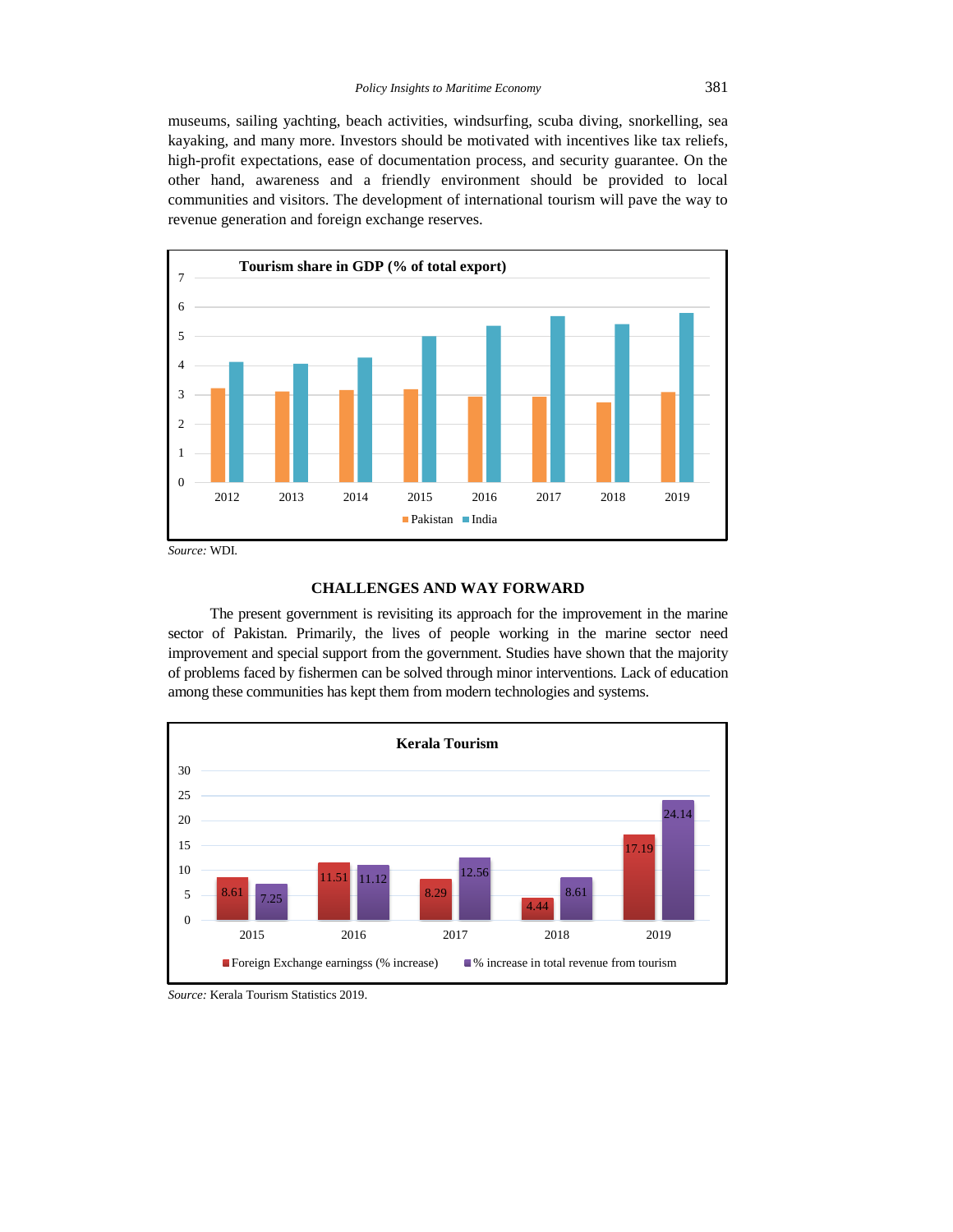museums, sailing yachting, beach activities, windsurfing, scuba diving, snorkelling, sea kayaking, and many more. Investors should be motivated with incentives like tax reliefs, high-profit expectations, ease of documentation process, and security guarantee. On the other hand, awareness and a friendly environment should be provided to local communities and visitors. The development of international tourism will pave the way to revenue generation and foreign exchange reserves.

**Tourism share in GDP (% of total export)**

*Source:* WDI.

## CHALLENGES AND WAY FORWARD

The present government is revisiting its approach for the improvement in the marine sector of Pakistan. Primarily, the lives of people working in the marine sector need improvement and special support from the government. Studies have shown that the majority of problems faced by fishermen can be solved through minor interventions. Lack of education among these communities has kept them from modern technologies and systems.

**Kerala Tourism**

| Year | Foreign Exchange earningss (% increase) | % increase in total revenue from tourism |
|---|---|---|
| 2015 | 8.61 | 7.25 |
| 2016 | 11.51 | 11.12 |
| 2017 | 8.29 | 12.56 |
| 2018 | 4.44 | 8.61 |
| 2019 | 17.19 | 24.14 |

*Source:* Kerala Tourism Statistics 2019.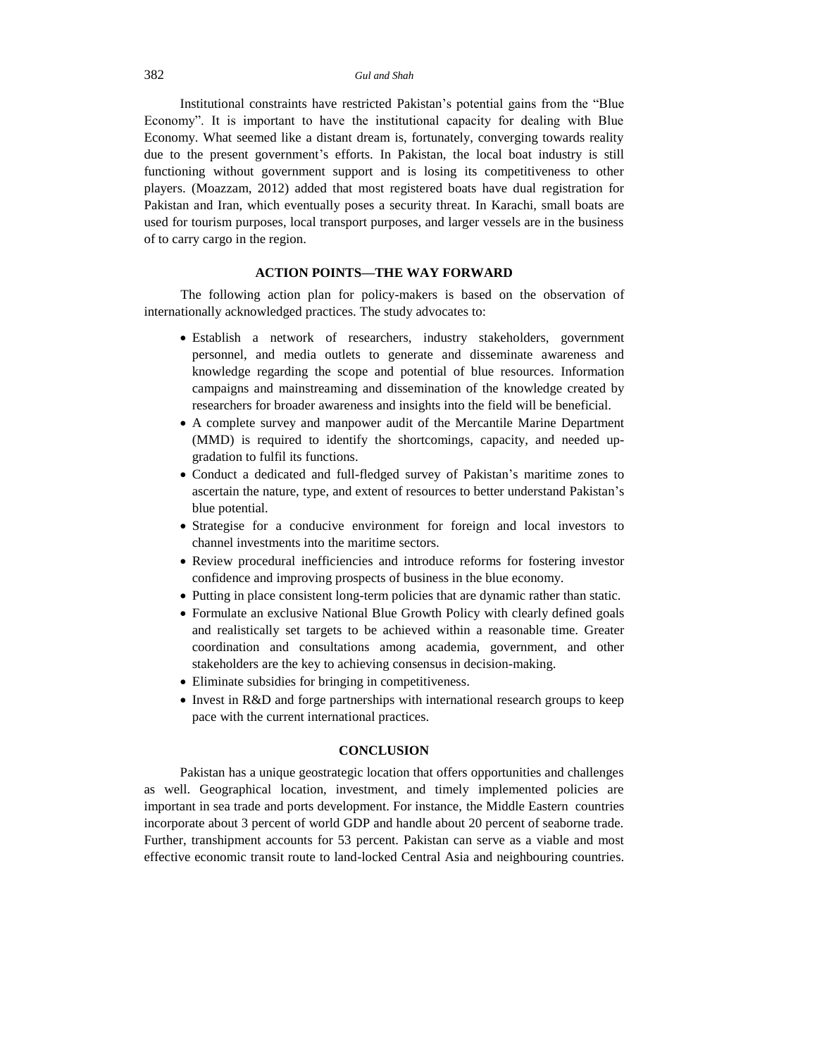Institutional constraints have restricted Pakistan's potential gains from the "Blue Economy". It is important to have the institutional capacity for dealing with Blue Economy. What seemed like a distant dream is, fortunately, converging towards reality due to the present government's efforts. In Pakistan, the local boat industry is still functioning without government support and is losing its competitiveness to other players. (Moazzam, 2012) added that most registered boats have dual registration for Pakistan and Iran, which eventually poses a security threat. In Karachi, small boats are used for tourism purposes, local transport purposes, and larger vessels are in the business of to carry cargo in the region.

## ACTION POINTS—THE WAY FORWARD

The following action plan for policy-makers is based on the observation of internationally acknowledged practices. The study advocates to:

- Establish a network of researchers, industry stakeholders, government personnel, and media outlets to generate and disseminate awareness and knowledge regarding the scope and potential of blue resources. Information campaigns and mainstreaming and dissemination of the knowledge created by researchers for broader awareness and insights into the field will be beneficial.
- A complete survey and manpower audit of the Mercantile Marine Department (MMD) is required to identify the shortcomings, capacity, and needed up-gradation to fulfil its functions.
- Conduct a dedicated and full-fledged survey of Pakistan's maritime zones to ascertain the nature, type, and extent of resources to better understand Pakistan's blue potential.
- Strategise for a conducive environment for foreign and local investors to channel investments into the maritime sectors.
- Review procedural inefficiencies and introduce reforms for fostering investor confidence and improving prospects of business in the blue economy.
- Putting in place consistent long-term policies that are dynamic rather than static.
- Formulate an exclusive National Blue Growth Policy with clearly defined goals and realistically set targets to be achieved within a reasonable time. Greater coordination and consultations among academia, government, and other stakeholders are the key to achieving consensus in decision-making.
- Eliminate subsidies for bringing in competitiveness.
- Invest in R&D and forge partnerships with international research groups to keep pace with the current international practices.

## CONCLUSION

Pakistan has a unique geostrategic location that offers opportunities and challenges as well. Geographical location, investment, and timely implemented policies are important in sea trade and ports development. For instance, the Middle Eastern countries incorporate about 3 percent of world GDP and handle about 20 percent of seaborne trade. Further, transhipment accounts for 53 percent. Pakistan can serve as a viable and most effective economic transit route to land-locked Central Asia and neighbouring countries.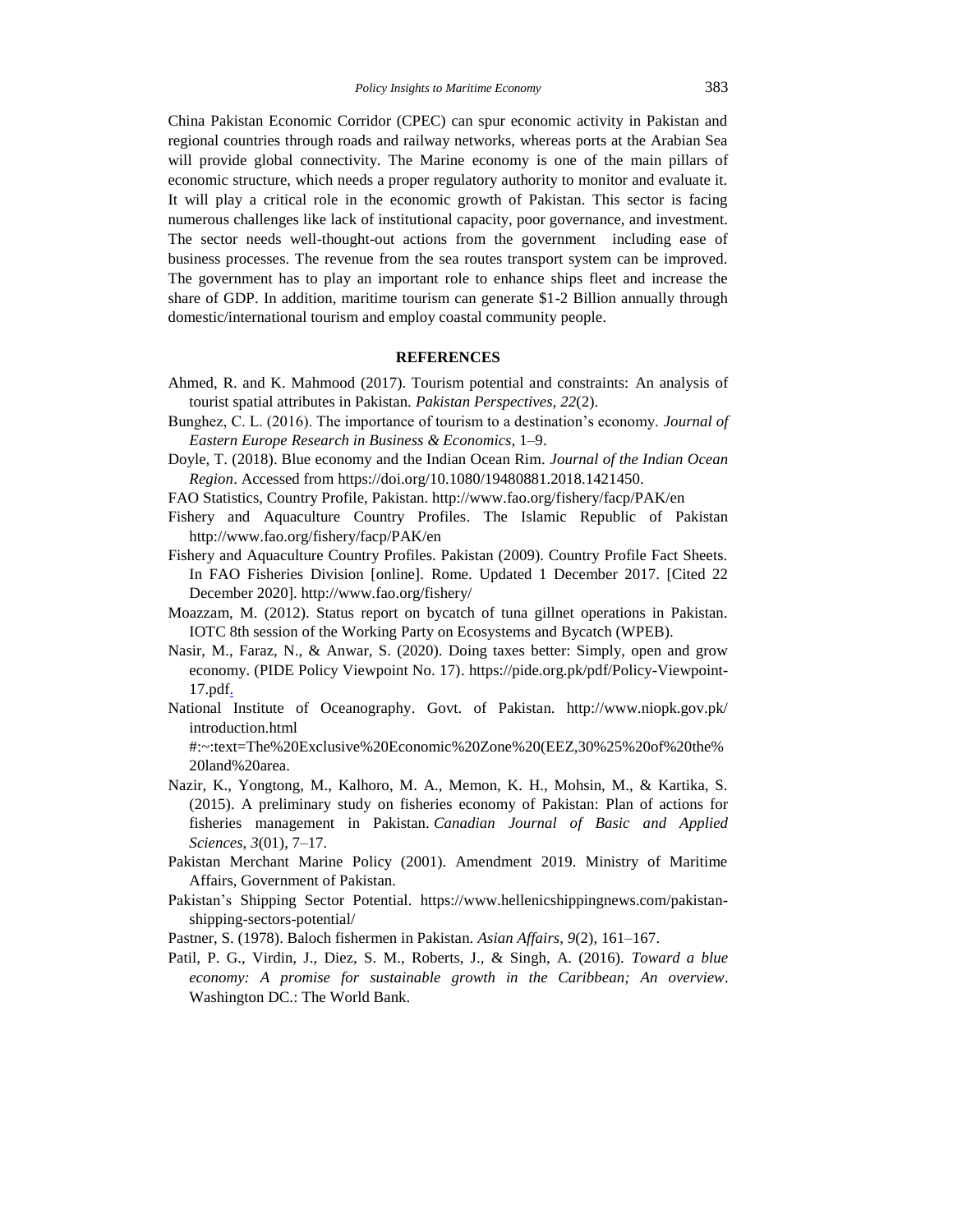China Pakistan Economic Corridor (CPEC) can spur economic activity in Pakistan and regional countries through roads and railway networks, whereas ports at the Arabian Sea will provide global connectivity. The Marine economy is one of the main pillars of economic structure, which needs a proper regulatory authority to monitor and evaluate it. It will play a critical role in the economic growth of Pakistan. This sector is facing numerous challenges like lack of institutional capacity, poor governance, and investment. The sector needs well-thought-out actions from the government including ease of business processes. The revenue from the sea routes transport system can be improved. The government has to play an important role to enhance ships fleet and increase the share of GDP. In addition, maritime tourism can generate $1-2 Billion annually through domestic/international tourism and employ coastal community people.

## REFERENCES

Ahmed, R. and K. Mahmood (2017). Tourism potential and constraints: An analysis of tourist spatial attributes in Pakistan. *Pakistan Perspectives, 22*(2).

Bunghez, C. L. (2016). The importance of tourism to a destination's economy. *Journal of Eastern Europe Research in Business & Economics,* 1–9.

Doyle, T. (2018). Blue economy and the Indian Ocean Rim. *Journal of the Indian Ocean Region*. Accessed from https://doi.org/10.1080/19480881.2018.1421450.

FAO Statistics, Country Profile, Pakistan. http://www.fao.org/fishery/facp/PAK/en

Fishery and Aquaculture Country Profiles. The Islamic Republic of Pakistan http://www.fao.org/fishery/facp/PAK/en

Fishery and Aquaculture Country Profiles. Pakistan (2009). Country Profile Fact Sheets. In FAO Fisheries Division [online]. Rome. Updated 1 December 2017. [Cited 22 December 2020]. http://www.fao.org/fishery/

Moazzam, M. (2012). Status report on bycatch of tuna gillnet operations in Pakistan. IOTC 8th session of the Working Party on Ecosystems and Bycatch (WPEB).

Nasir, M., Faraz, N., & Anwar, S. (2020). Doing taxes better: Simply, open and grow economy. (PIDE Policy Viewpoint No. 17). https://pide.org.pk/pdf/Policy-Viewpoint-17.pdf.

National Institute of Oceanography. Govt. of Pakistan. http://www.niopk.gov.pk/introduction.html #:~:text=The%20Exclusive%20Economic%20Zone%20(EEZ,30%25%20of%20the%20land%20area.

Nazir, K., Yongtong, M., Kalhoro, M. A., Memon, K. H., Mohsin, M., & Kartika, S. (2015). A preliminary study on fisheries economy of Pakistan: Plan of actions for fisheries management in Pakistan. *Canadian Journal of Basic and Applied Sciences*, *3*(01), 7–17.

Pakistan Merchant Marine Policy (2001). Amendment 2019. Ministry of Maritime Affairs, Government of Pakistan.

Pakistan's Shipping Sector Potential. https://www.hellenicshippingnews.com/pakistan-shipping-sectors-potential/

Pastner, S. (1978). Baloch fishermen in Pakistan. *Asian Affairs*, *9*(2), 161–167.

Patil, P. G., Virdin, J., Diez, S. M., Roberts, J., & Singh, A. (2016). *Toward a blue economy: A promise for sustainable growth in the Caribbean; An overview*. Washington DC.: The World Bank.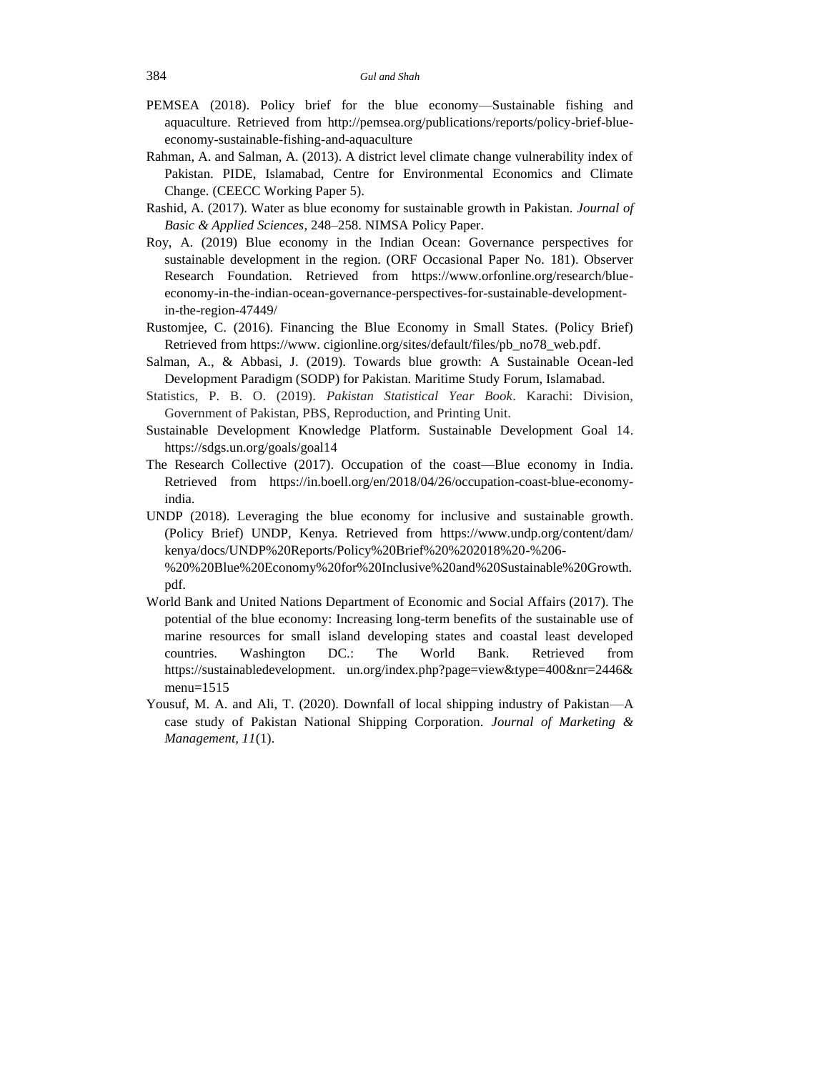PEMSEA (2018). Policy brief for the blue economy—Sustainable fishing and aquaculture. Retrieved from http://pemsea.org/publications/reports/policy-brief-blue-economy-sustainable-fishing-and-aquaculture

Rahman, A. and Salman, A. (2013). A district level climate change vulnerability index of Pakistan. PIDE, Islamabad, Centre for Environmental Economics and Climate Change. (CEECC Working Paper 5).

Rashid, A. (2017). Water as blue economy for sustainable growth in Pakistan. *Journal of Basic & Applied Sciences*, 248–258. NIMSA Policy Paper.

Roy, A. (2019) Blue economy in the Indian Ocean: Governance perspectives for sustainable development in the region. (ORF Occasional Paper No. 181). Observer Research Foundation. Retrieved from https://www.orfonline.org/research/blue-economy-in-the-indian-ocean-governance-perspectives-for-sustainable-development-in-the-region-47449/

Rustomjee, C. (2016). Financing the Blue Economy in Small States. (Policy Brief) Retrieved from https://www. cigionline.org/sites/default/files/pb_no78_web.pdf.

Salman, A., & Abbasi, J. (2019). Towards blue growth: A Sustainable Ocean-led Development Paradigm (SODP) for Pakistan. Maritime Study Forum, Islamabad.

Statistics, P. B. O. (2019). *Pakistan Statistical Year Book*. Karachi: Division, Government of Pakistan, PBS, Reproduction, and Printing Unit.

Sustainable Development Knowledge Platform. Sustainable Development Goal 14. https://sdgs.un.org/goals/goal14

The Research Collective (2017). Occupation of the coast—Blue economy in India. Retrieved from https://in.boell.org/en/2018/04/26/occupation-coast-blue-economy-india.

UNDP (2018). Leveraging the blue economy for inclusive and sustainable growth. (Policy Brief) UNDP, Kenya. Retrieved from https://www.undp.org/content/dam/kenya/docs/UNDP%20Reports/Policy%20Brief%20%202018%20-%206-%20%20Blue%20Economy%20for%20Inclusive%20and%20Sustainable%20Growth.pdf.

World Bank and United Nations Department of Economic and Social Affairs (2017). The potential of the blue economy: Increasing long-term benefits of the sustainable use of marine resources for small island developing states and coastal least developed countries. Washington DC.: The World Bank. Retrieved from https://sustainabledevelopment. un.org/index.php?page=view&type=400&nr=2446&menu=1515

Yousuf, M. A. and Ali, T. (2020). Downfall of local shipping industry of Pakistan—A case study of Pakistan National Shipping Corporation. *Journal of Marketing & Management*, *11*(1).